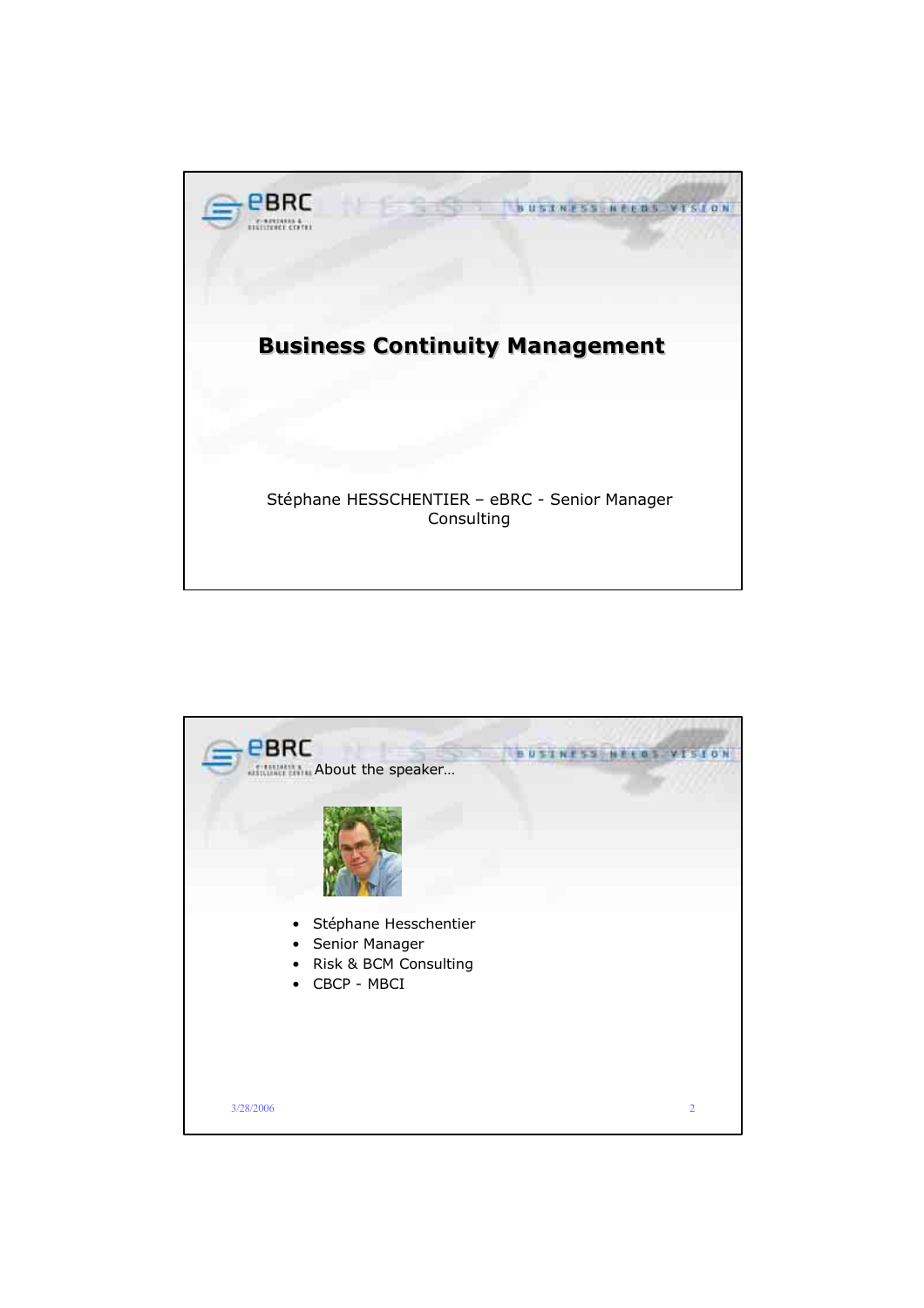# Business Continuity Management

Stéphane HESSCHENTIER – eBRC - Senior Manager Consulting

## About the speaker…

- Stéphane Hesschentier
- Senior Manager
- Risk & BCM Consulting
- CBCP - MBCI

3/28/2006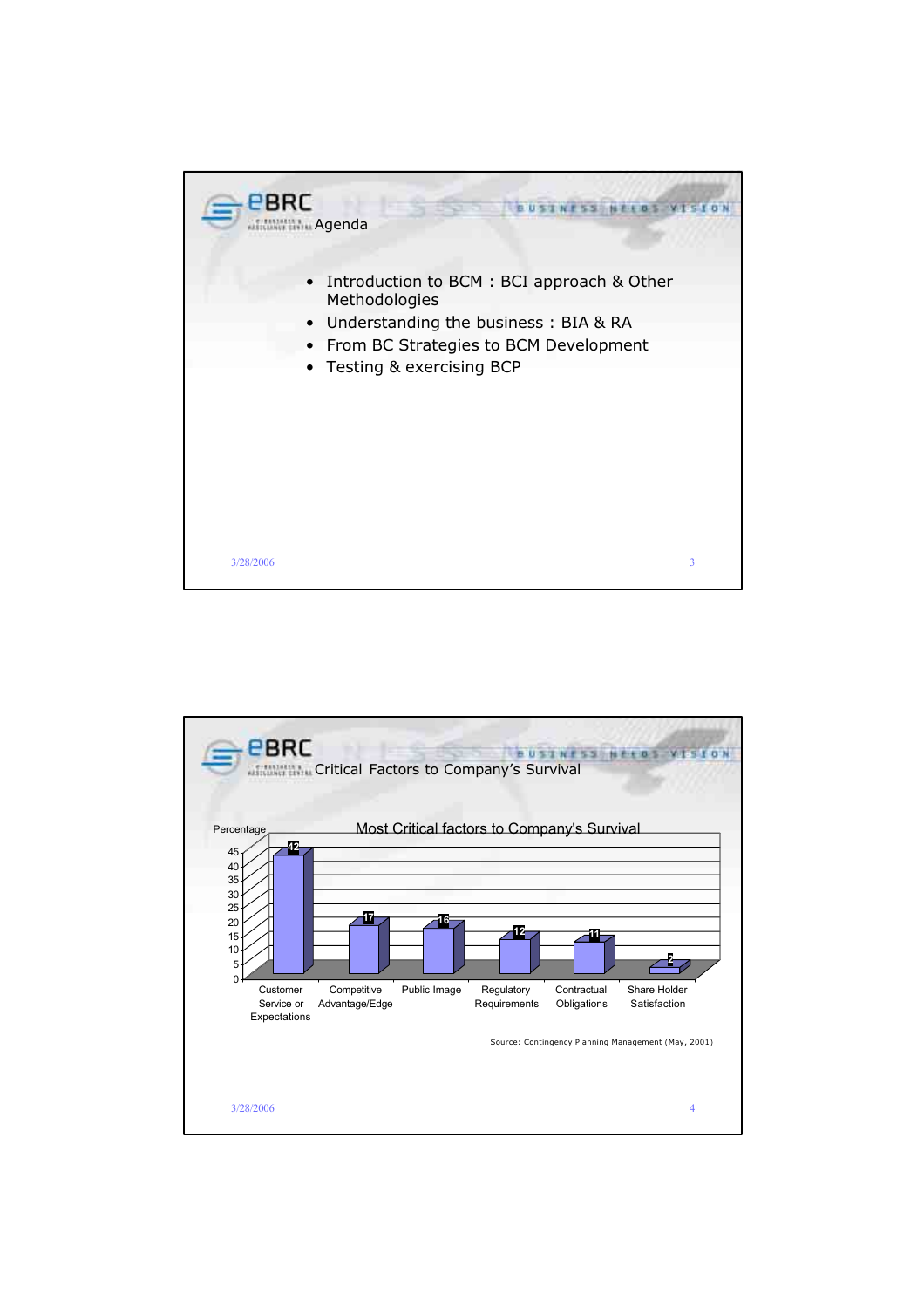## Agenda

- Introduction to BCM : BCI approach & Other Methodologies
- Understanding the business : BIA & RA
- From BC Strategies to BCM Development
- Testing & exercising BCP

## Critical Factors to Company's Survival

**Most Critical factors to Company's Survival**

| Factor | Percentage |
|---|---|
| Customer Service or Expectations | 42 |
| Competitive Advantage/Edge | 17 |
| Public Image | 16 |
| Regulatory Requirements | 12 |
| Contractual Obligations | 11 |
| Share Holder Satisfaction | 2 |

Source: Contingency Planning Management (May, 2001)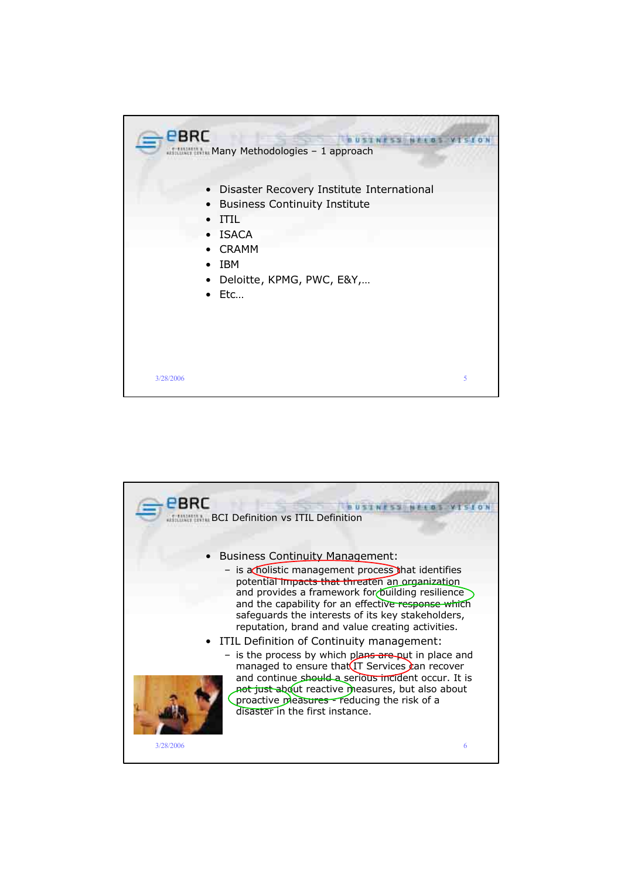## Many Methodologies – 1 approach

- Disaster Recovery Institute International
- Business Continuity Institute
- ITIL
- ISACA
- CRAMM
- IBM
- Deloitte, KPMG, PWC, E&Y,…
- Etc…

## BCI Definition vs ITIL Definition

- Business Continuity Management:
  - is a holistic management process that identifies potential impacts that threaten an organization and provides a framework for building resilience and the capability for an effective response which safeguards the interests of its key stakeholders, reputation, brand and value creating activities.
- ITIL Definition of Continuity management:
  - is the process by which plans are put in place and managed to ensure that IT Services can recover and continue should a serious incident occur. It is not just about reactive measures, but also about proactive measures - reducing the risk of a disaster in the first instance.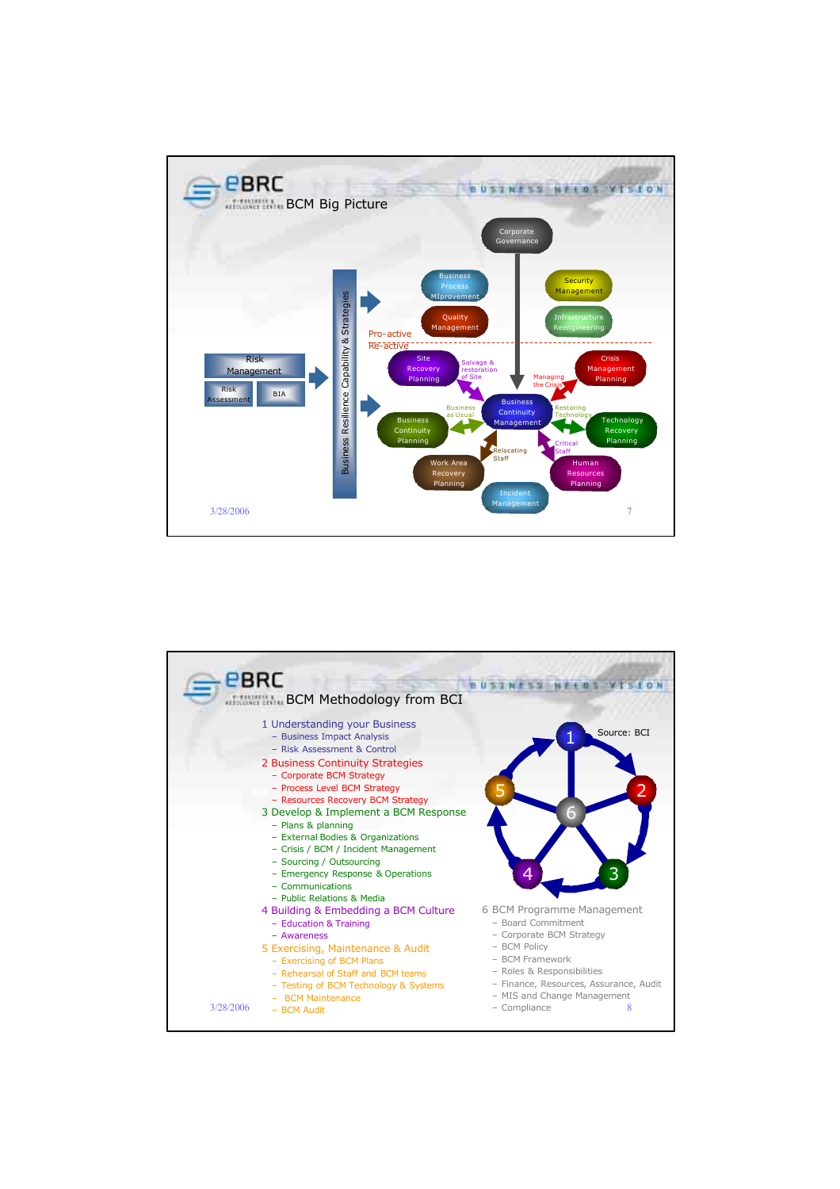## BCM Big Picture

Corporate Governance

Business Process MIprovement

Quality Management

Security Management

Infrastructure Reengineering

Pro-active

Re-active

Risk Management

Risk Assessment

BIA

Business Resilience Capability & Strategies

Site Recovery Planning

Salvage & restoration of Site

Managing the Crisis

Crisis Management Planning

Business as Usual

Business Continuity Planning

Business Continuity Management

Restoring Technology

Technology Recovery Planning

Relocating Staff

Critical Staff

Work Area Recovery Planning

Human Resources Planning

Incident Management

3/28/2006

## BCM Methodology from BCI

1 Understanding your Business
- Business Impact Analysis
- Risk Assessment & Control

2 Business Continuity Strategies
- Corporate BCM Strategy
- Process Level BCM Strategy
- Resources Recovery BCM Strategy

3 Develop & Implement a BCM Response
- Plans & planning
- External Bodies & Organizations
- Crisis / BCM / Incident Management
- Sourcing / Outsourcing
- Emergency Response & Operations
- Communications
- Public Relations & Media

4 Building & Embedding a BCM Culture
- Education & Training
- Awareness

5 Exercising, Maintenance & Audit
- Exercising of BCM Plans
- Rehearsal of Staff and BCM teams
- Testing of BCM Technology & Systems
- BCM Maintenance
- BCM Audit

Source: BCI

6 BCM Programme Management
- Board Commitment
- Corporate BCM Strategy
- BCM Policy
- BCM Framework
- Roles & Responsibilities
- Finance, Resources, Assurance, Audit
- MIS and Change Management
- Compliance

3/28/2006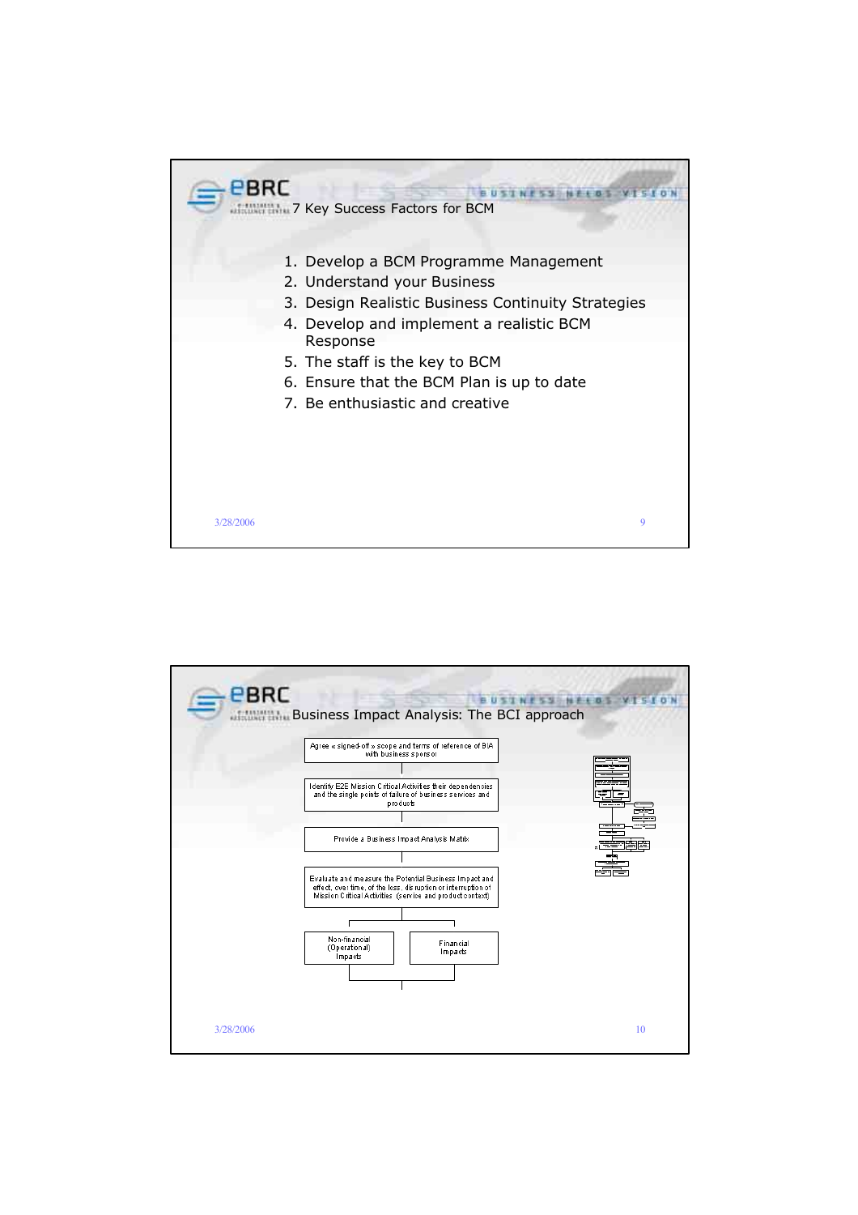## 7 Key Success Factors for BCM

1. Develop a BCM Programme Management
2. Understand your Business
3. Design Realistic Business Continuity Strategies
4. Develop and implement a realistic BCM Response
5. The staff is the key to BCM
6. Ensure that the BCM Plan is up to date
7. Be enthusiastic and creative

## Business Impact Analysis: The BCI approach

Agree « signed-off » scope and terms of reference of BIA with business sponsor

Identify E2E Mission Critical Activities their dependencies and the single points of failure of business services and products

Provide a Business Impact Analysis Matrix

Evaluate and measure the Potential Business Impact and effect, over time, of the loss, disruption or interruption of Mission Critical Activities (service and product context)

Non-financial (Operational) Impacts

Financial Impacts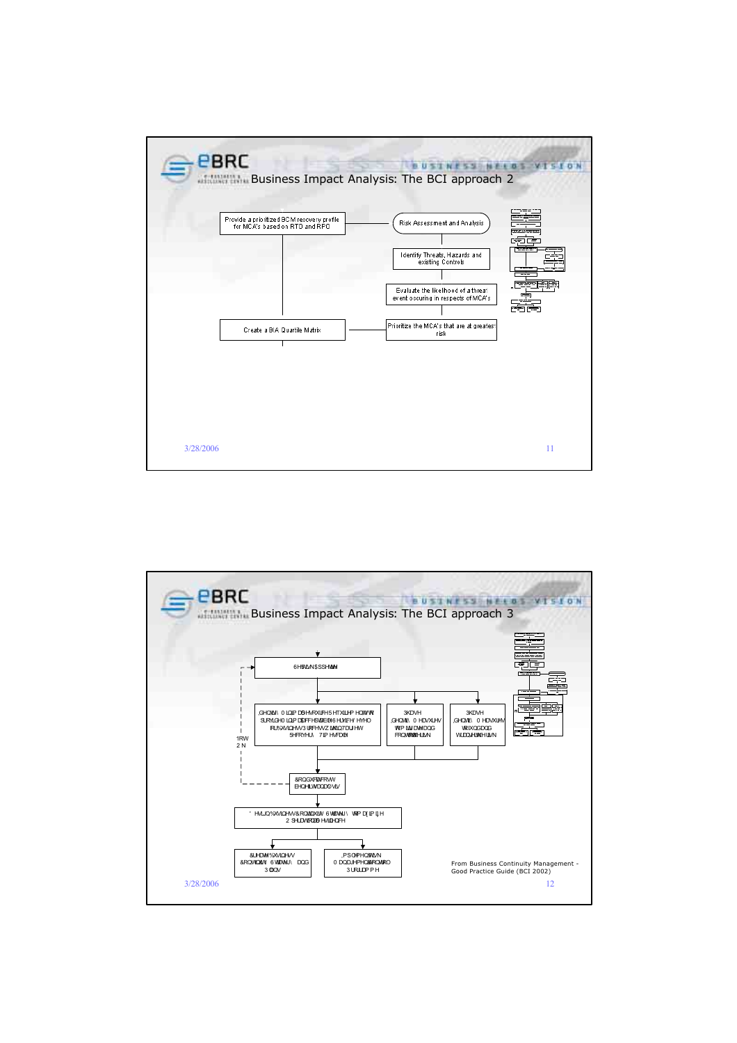## Business Impact Analysis: The BCI approach 2

- Provide a prioritized BCM recovery profile for MCA's based on RTO and RPO
- Risk Assessment and Analysis
- Identify Threats, Hazards and existing Controls
- Evaluate the likelihood of a threat event occuring in respects of MCA's
- Prioritize the MCA's that are at greatest risk
- Create a BIA Quartile Matrix

## Business Impact Analysis: The BCI approach 3

- Self Assessment
- Identify Minimum Resource Requirements to provide Minimum acceptable Service Level for Business Processes within Target Recovery Timescale
- Phase: Identify Measures to mitigate and control risk
- Phase: Identify Measures to fund and transfer risk
- Not OK
- Conduct Cost benefit analysis
- Determine Business Continuity Strategy to maximize Operational Resilience
- Create Business Continuity Strategy and Plans
- Implement Risk Management Control Programme

From Business Continuity Management - Good Practice Guide (BCI 2002)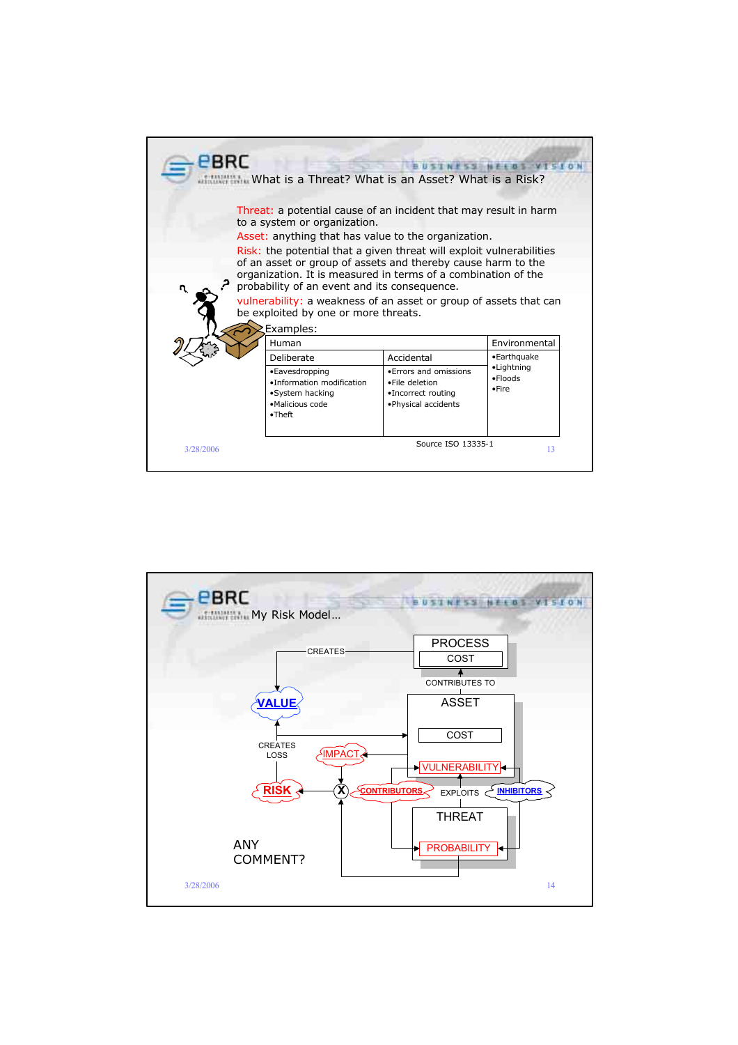## What is a Threat? What is an Asset? What is a Risk?

Threat: a potential cause of an incident that may result in harm to a system or organization.

Asset: anything that has value to the organization.

Risk: the potential that a given threat will exploit vulnerabilities of an asset or group of assets and thereby cause harm to the organization. It is measured in terms of a combination of the probability of an event and its consequence.

vulnerability: a weakness of an asset or group of assets that can be exploited by one or more threats.

Examples:

| Human | | Environmental |
|---|---|---|
| Deliberate | Accidental | •Earthquake<br>•Lightning<br>•Floods<br>•Fire |
| •Eavesdropping<br>•Information modification<br>•System hacking<br>•Malicious code<br>•Theft | •Errors and omissions<br>•File deletion<br>•Incorrect routing<br>•Physical accidents | |

Source ISO 13335-1

## My Risk Model…

PROCESS — COST

CREATES → VALUE

CONTRIBUTES TO

ASSET — COST

CREATES LOSS

IMPACT

VULNERABILITY

RISK — X — CONTRIBUTORS — EXPLOITS — INHIBITORS

THREAT — PROBABILITY

ANY COMMENT?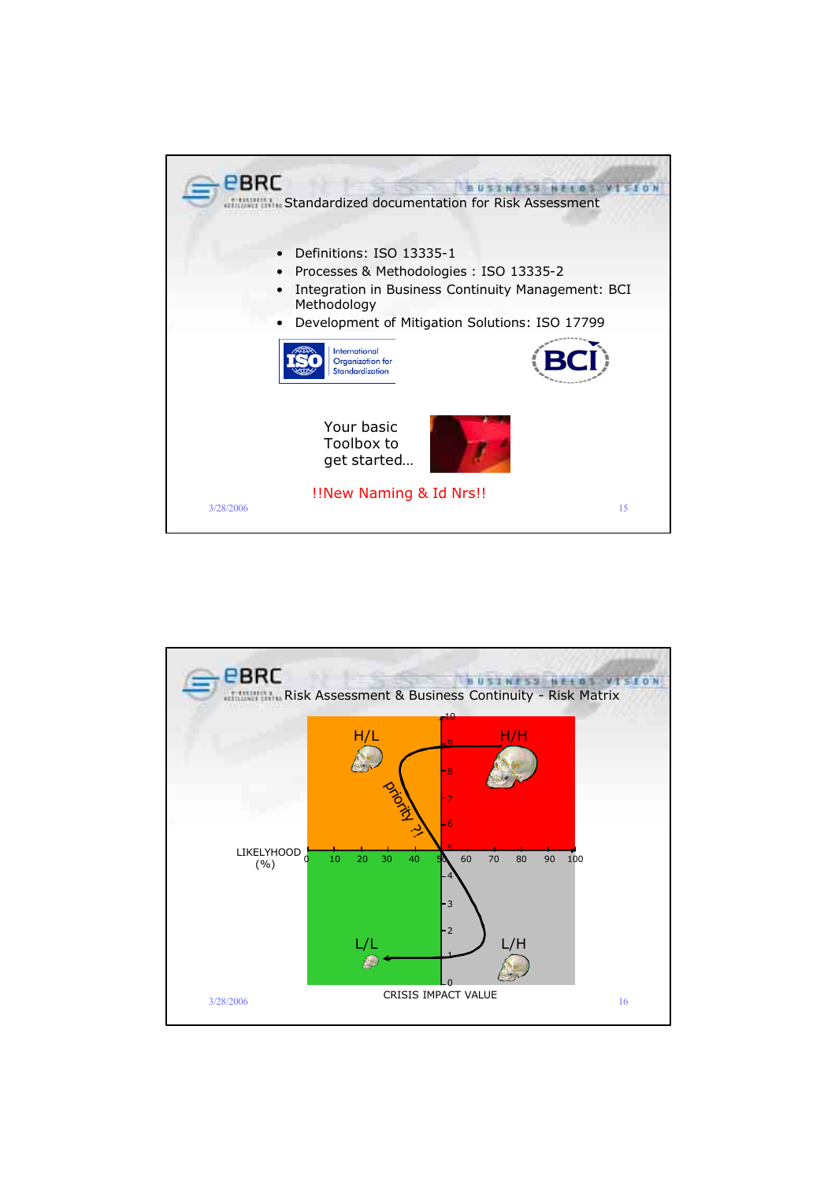## Standardized documentation for Risk Assessment

- Definitions: ISO 13335-1
- Processes & Methodologies : ISO 13335-2
- Integration in Business Continuity Management: BCI Methodology
- Development of Mitigation Solutions: ISO 17799

Your basic Toolbox to get started…

!!New Naming & Id Nrs!!

## Risk Assessment & Business Continuity - Risk Matrix

H/L

H/H

Priority ?!

LIKELYHOOD (%)

L/L

L/H

CRISIS IMPACT VALUE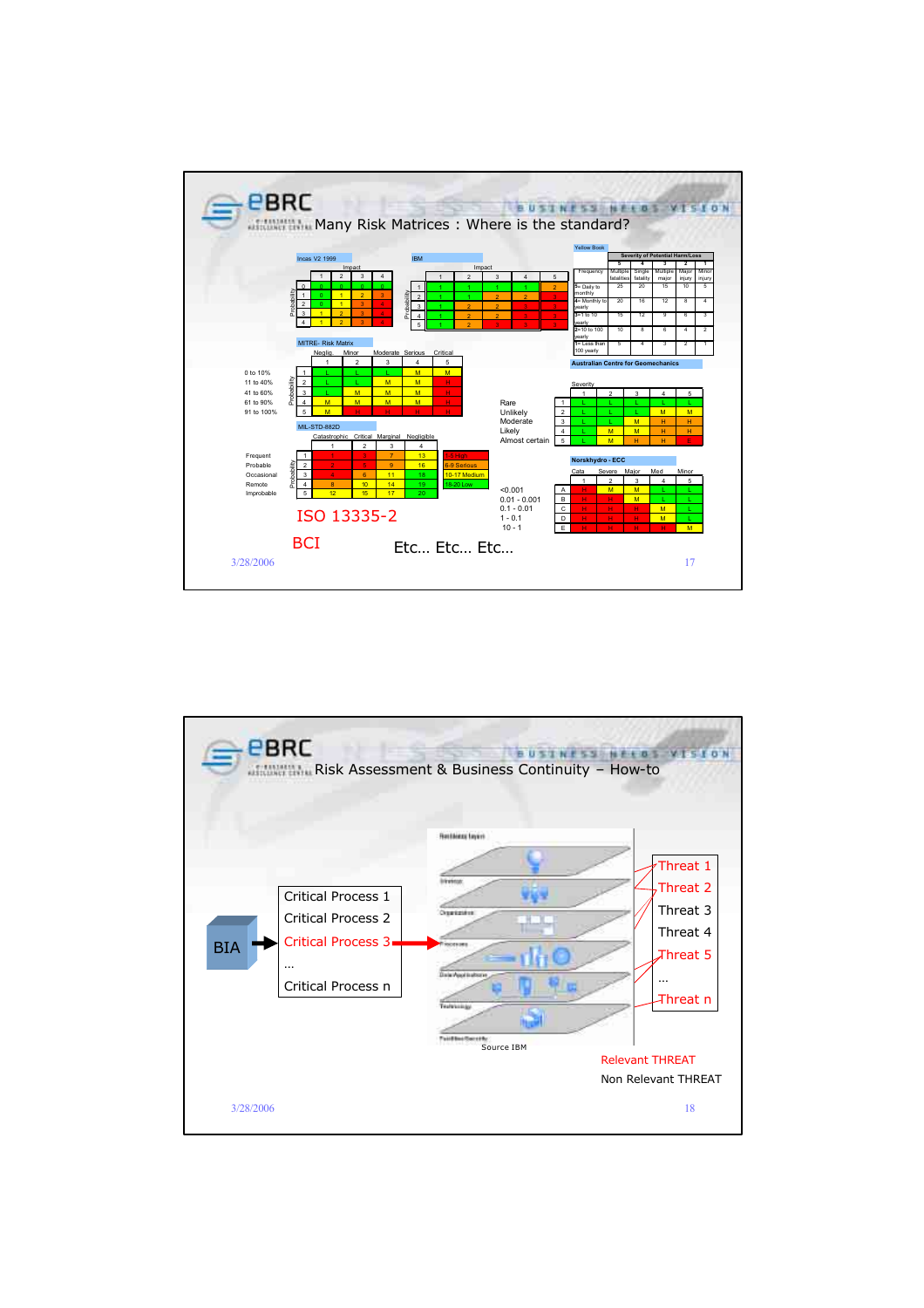## Many Risk Matrices : Where is the standard?

Incas V2 1999

IBM

Yellow Book

MITRE- Risk Matrix

Australian Centre for Geomechanics

MIL-STD-882D

Norskhydro - ECC

ISO 13335-2

BCI

Etc… Etc… Etc…

## Risk Assessment & Business Continuity – How-to

BIA

- Critical Process 1
- Critical Process 2
- Critical Process 3
- …
- Critical Process n

Source IBM

- Threat 1
- Threat 2
- Threat 3
- Threat 4
- Threat 5
- …
- Threat n

Relevant THREAT

Non Relevant THREAT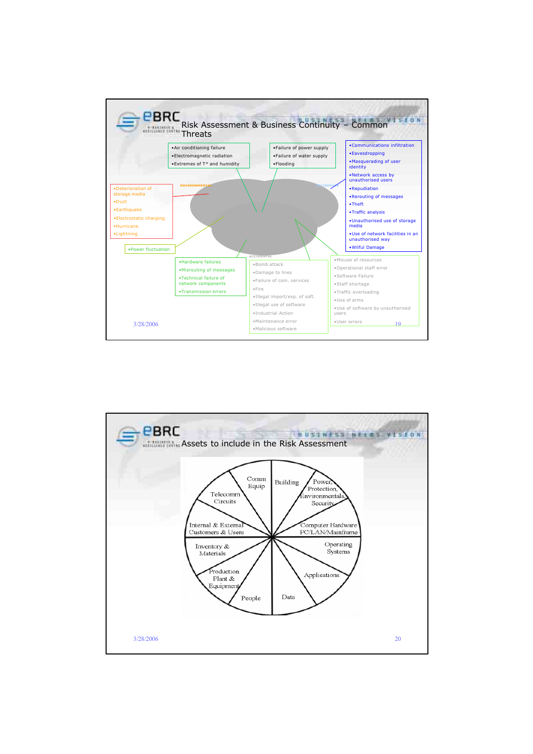## Risk Assessment & Business Continuity – Common Threats

ENVIRONMENTAL

- Air conditioning failure
- Electromagnetic radiation
- Extremes of T° and humidity

- Failure of power supply
- Failure of water supply
- Flooding

- Deterioration of storage media
- Dust
- Earthquake
- Electrostatic charging
- Hurricane
- Lightning

- Power fluctuation

DELIBERATE

- Communications infiltration
- Eavesdropping
- Masquerading of user identity
- Network access by unauthorised users
- Repudiation
- Rerouting of messages
- Theft
- Traffic analysis
- Unauthorised use of storage media
- Use of network facilities in an unauthorised way
- Wilful Damage

ACCIDENTAL

- Hardware failures
- Misrouting of messages
- Technical failure of network components
- Transmission errors

- Bomb attack
- Damage to lines
- Failure of com. services
- Fire
- Illegal import/exp. of soft.
- Illegal use of software
- Industrial Action
- Maintenance error
- Malicious software

- Misuse of resources
- Operational staff error
- Software Failure
- Staff shortage
- Traffic overloading
- Use of arms
- Use of software by unauthorised users
- User errors

3/28/2006

## Assets to include in the Risk Assessment

- Comm Equip
- Building
- Power, Protection, Environmentals, Security
- Computer Hardware PC/LAN/Mainframe
- Operating Systems
- Applications
- Data
- People
- Production Plant & Equipment
- Inventory & Materials
- Internal & External Customers & Users
- Telecomm Circuits

3/28/2006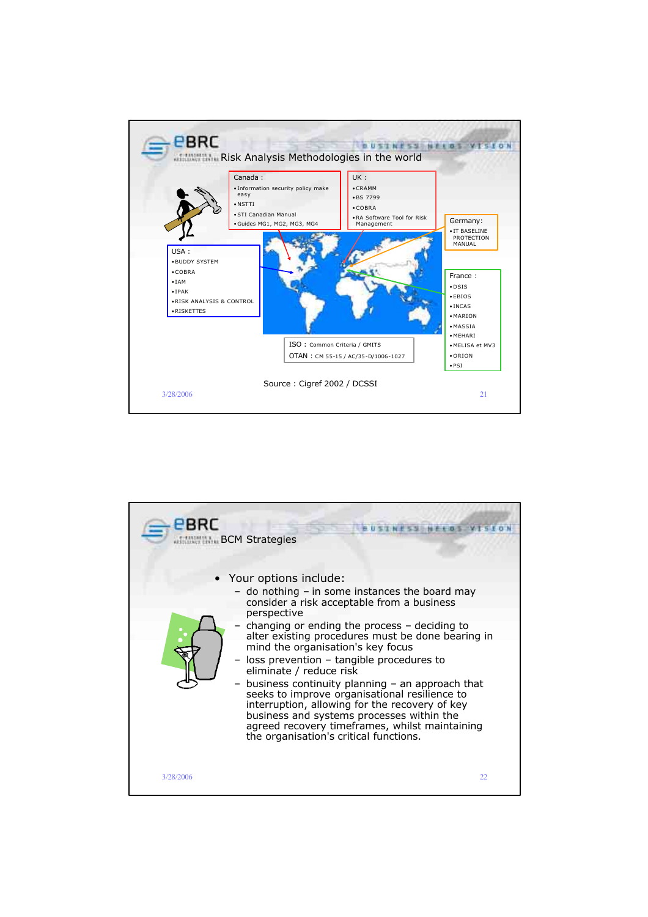## Risk Analysis Methodologies in the world

**Canada :**
- Information security policy make easy
- NSTTI
- STI Canadian Manual
- Guides MG1, MG2, MG3, MG4

**UK :**
- CRAMM
- BS 7799
- COBRA
- RA Software Tool for Risk Management

**Germany:**
- IT BASELINE PROTECTION MANUAL

**USA :**
- BUDDY SYSTEM
- COBRA
- IAM
- IPAK
- RISK ANALYSIS & CONTROL
- RISKETTES

**France :**
- DSIS
- EBIOS
- INCAS
- MARION
- MASSIA
- MEHARI
- MELISA et MV3
- ORION
- PSI

ISO : Common Criteria / GMITS

OTAN : CM 55-15 / AC/35-D/1006-1027

Source : Cigref 2002 / DCSSI

3/28/2006

## BCM Strategies

- Your options include:
  - do nothing – in some instances the board may consider a risk acceptable from a business perspective
  - changing or ending the process – deciding to alter existing procedures must be done bearing in mind the organisation's key focus
  - loss prevention – tangible procedures to eliminate / reduce risk
  - business continuity planning – an approach that seeks to improve organisational resilience to interruption, allowing for the recovery of key business and systems processes within the agreed recovery timeframes, whilst maintaining the organisation's critical functions.

3/28/2006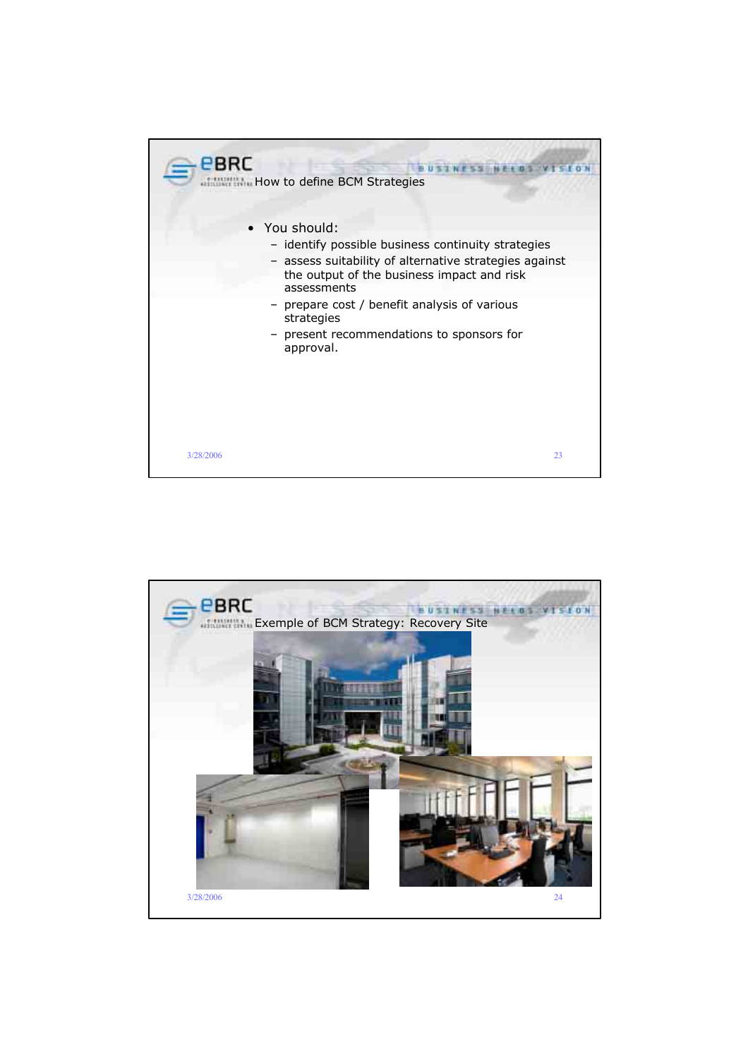## How to define BCM Strategies

- You should:
  - identify possible business continuity strategies
  - assess suitability of alternative strategies against the output of the business impact and risk assessments
  - prepare cost / benefit analysis of various strategies
  - present recommendations to sponsors for approval.

## Exemple of BCM Strategy: Recovery Site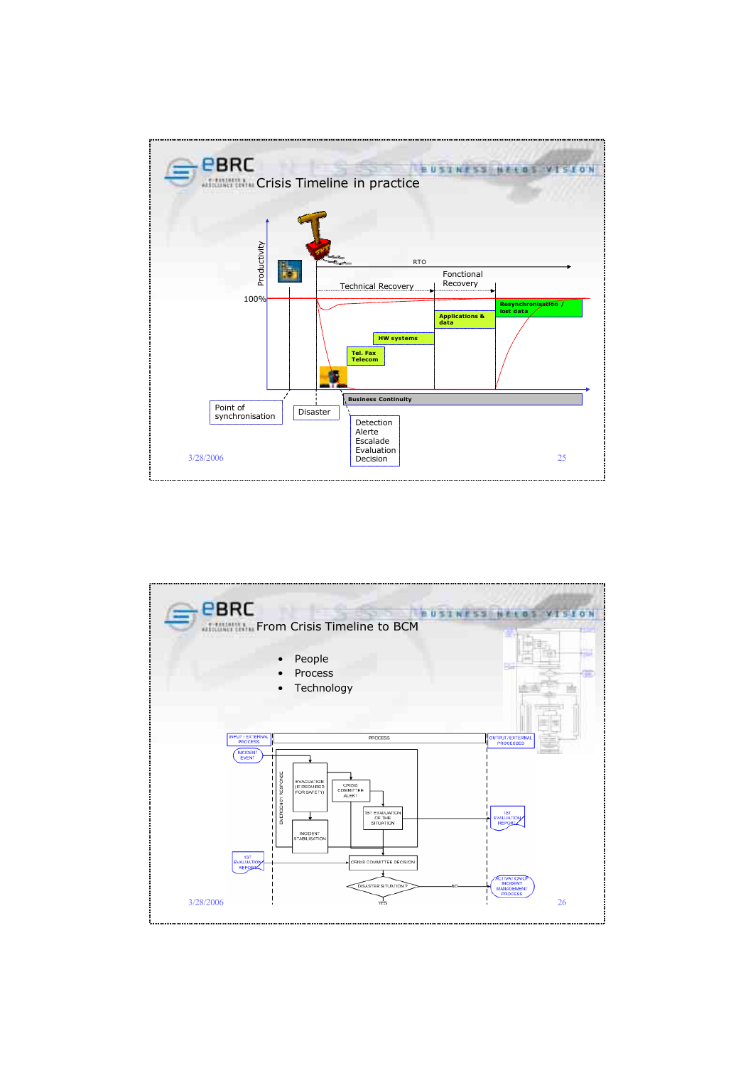## Crisis Timeline in practice

Productivity

100%

RTO

Technical Recovery

Fonctional Recovery

Resynchronisation / lost data

Applications & data

HW systems

Tel. Fax Telecom

Business Continuity

Point of synchronisation

Disaster

Detection
Alerte
Escalade
Evaluation
Decision

3/28/2006

## From Crisis Timeline to BCM

- People
- Process
- Technology

INPUT / EXTERNAL PROCESS

PROCESS

OUTPUT / EXTERNAL PROCESSES

INCIDENT EVENT

EMERGENCY RESPONSE

EVALUATION (IF REQUIRED FOR SAFETY)

CRISIS COMMITTEE ALERT

1ST EVALUATION OF THE SITUATION

1ST EVALUATION REPORT

INCIDENT STABILISATION

1ST EVALUATION REPORT

CRISIS COMMITTEE DECISION

DISASTER SITUATION?

NO

YES

ACTIVATION OF INCIDENT MANAGEMENT PROCESS

3/28/2006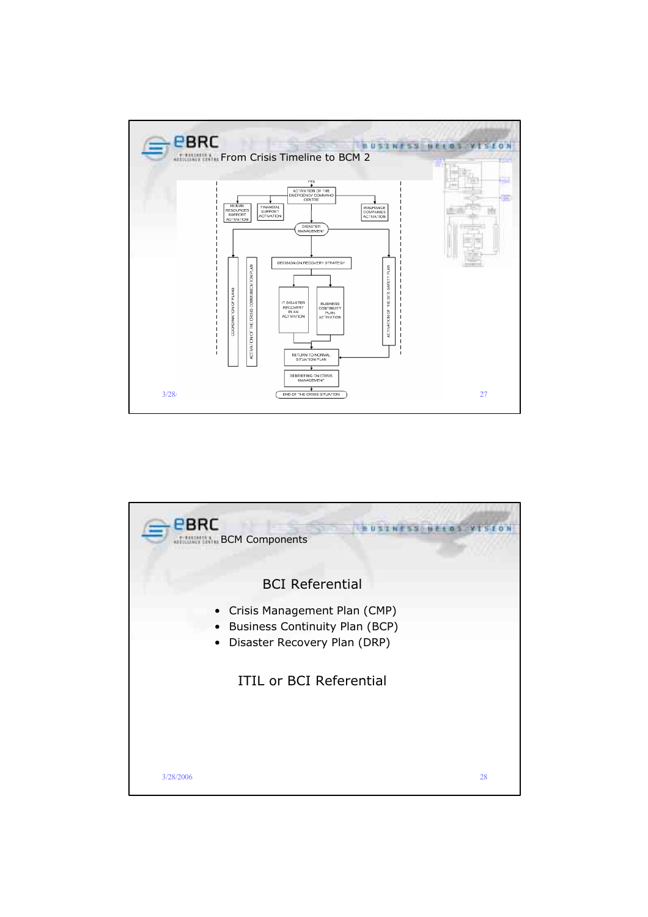## From Crisis Timeline to BCM 2

YES

ACTIVATION OF THE EMERGENCY COMMAND CENTRE

HUMAN RESOURCES SUPPORT ACTIVATION

FINANCIAL SUPPORT ACTIVATION

INSURANCE COMPANIES ACTIVATION

DISASTER MANAGEMENT

COORDINATION OF PLANS

ACTIVATION OF THE CRISIS COMMUNICATION PLAN

DECISION ON RECOVERY STRATEGY

IT DISASTER RECOVERY PLAN ACTIVATION

BUSINESS CONTINUITY PLAN ACTIVATION

ACTIVATION OF THE SITE SAFETY PLAN

RETURN TO NORMAL SITUATION PLAN

DEBRIEFING ON CRISIS MANAGEMENT

END OF THE CRISIS SITUATION

## BCM Components

### BCI Referential

- Crisis Management Plan (CMP)
- Business Continuity Plan (BCP)
- Disaster Recovery Plan (DRP)

### ITIL or BCI Referential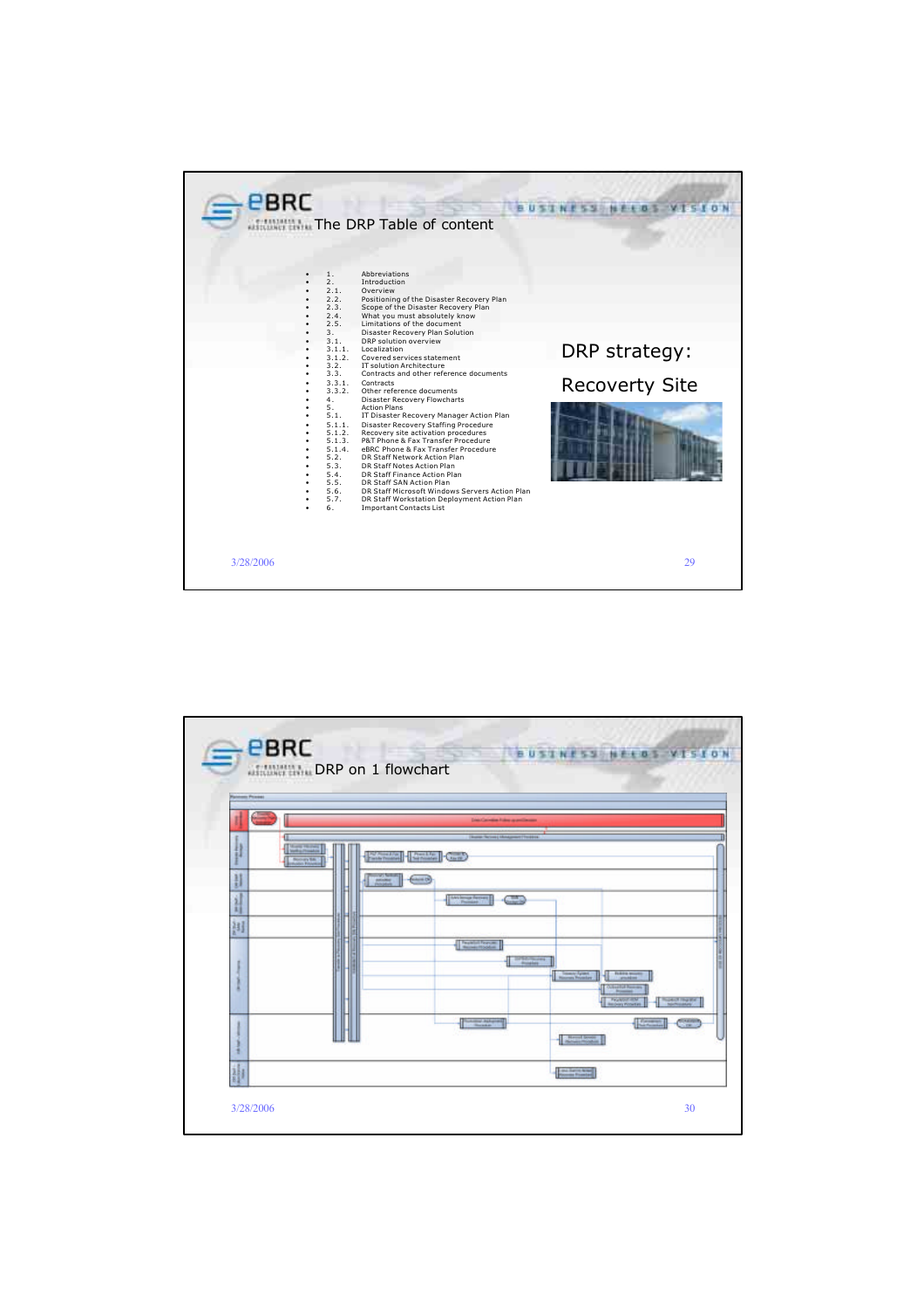## The DRP Table of content

- 1. Abbreviations
- 2. Introduction
- 2.1. Overview
- 2.2. Positioning of the Disaster Recovery Plan
- 2.3. Scope of the Disaster Recovery Plan
- 2.4. What you must absolutely know
- 2.5. Limitations of the document
- 3. Disaster Recovery Plan Solution
- 3.1. DRP solution overview
- 3.1.1. Localization
- 3.1.2. Covered services statement
- 3.2. IT solution Architecture
- 3.3. Contracts and other reference documents
- 3.3.1. Contracts
- 3.3.2. Other reference documents
- 4. Disaster Recovery Flowcharts
- 5. Action Plans
- 5.1. IT Disaster Recovery Manager Action Plan
- 5.1.1. Disaster Recovery Staffing Procedure
- 5.1.2. Recovery site activation procedures
- 5.1.3. P&T Phone & Fax Transfer Procedure
- 5.1.4. eBRC Phone & Fax Transfer Procedure
- 5.2. DR Staff Network Action Plan
- 5.3. DR Staff Notes Action Plan
- 5.4. DR Staff Finance Action Plan
- 5.5. DR Staff SAN Action Plan
- 5.6. DR Staff Microsoft Windows Servers Action Plan
- 5.7. DR Staff Workstation Deployment Action Plan
- 6. Important Contacts List

DRP strategy:

Recoverty Site

## DRP on 1 flowchart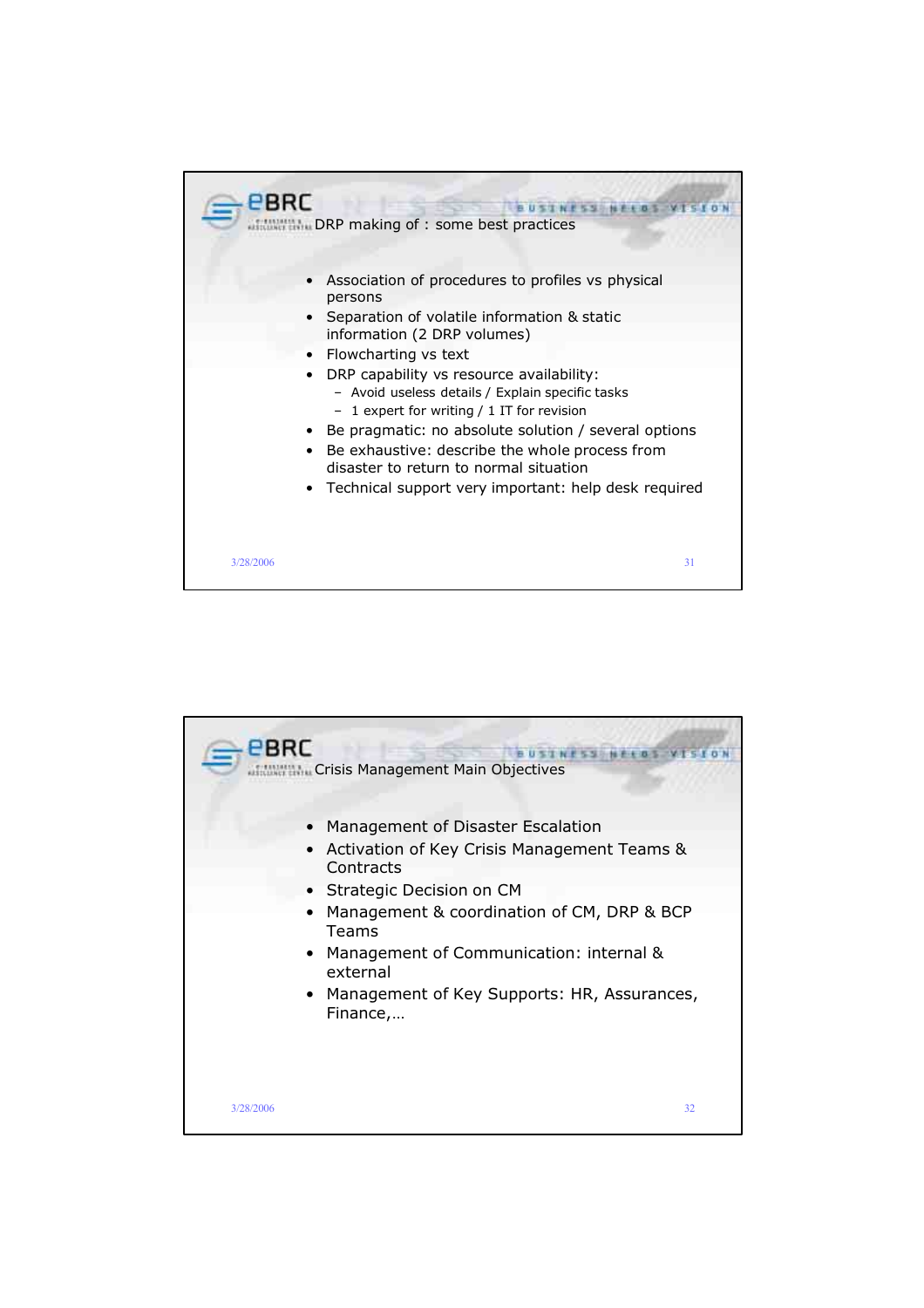## DRP making of : some best practices

- Association of procedures to profiles vs physical persons
- Separation of volatile information & static information (2 DRP volumes)
- Flowcharting vs text
- DRP capability vs resource availability:
  - Avoid useless details / Explain specific tasks
  - 1 expert for writing / 1 IT for revision
- Be pragmatic: no absolute solution / several options
- Be exhaustive: describe the whole process from disaster to return to normal situation
- Technical support very important: help desk required

## Crisis Management Main Objectives

- Management of Disaster Escalation
- Activation of Key Crisis Management Teams & Contracts
- Strategic Decision on CM
- Management & coordination of CM, DRP & BCP Teams
- Management of Communication: internal & external
- Management of Key Supports: HR, Assurances, Finance,…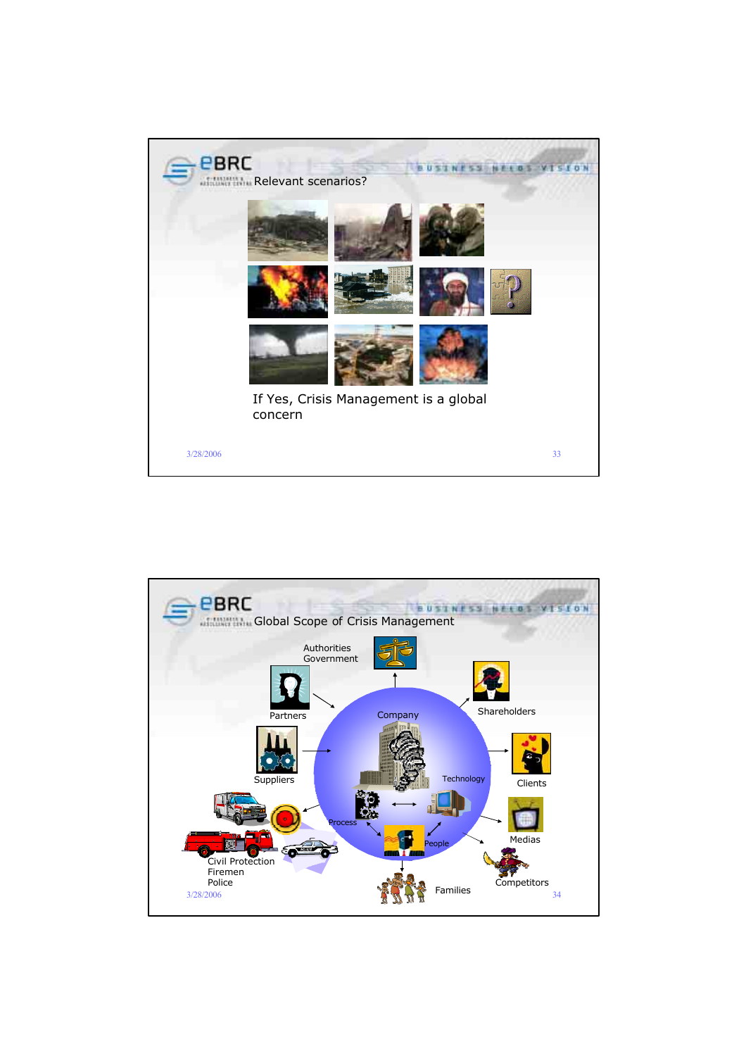## Relevant scenarios?

If Yes, Crisis Management is a global concern

## Global Scope of Crisis Management

Authorities
Government

Partners

Shareholders

Company

Suppliers

Clients

Technology

Process

People

Medias

Civil Protection
Firemen
Police

Families

Competitors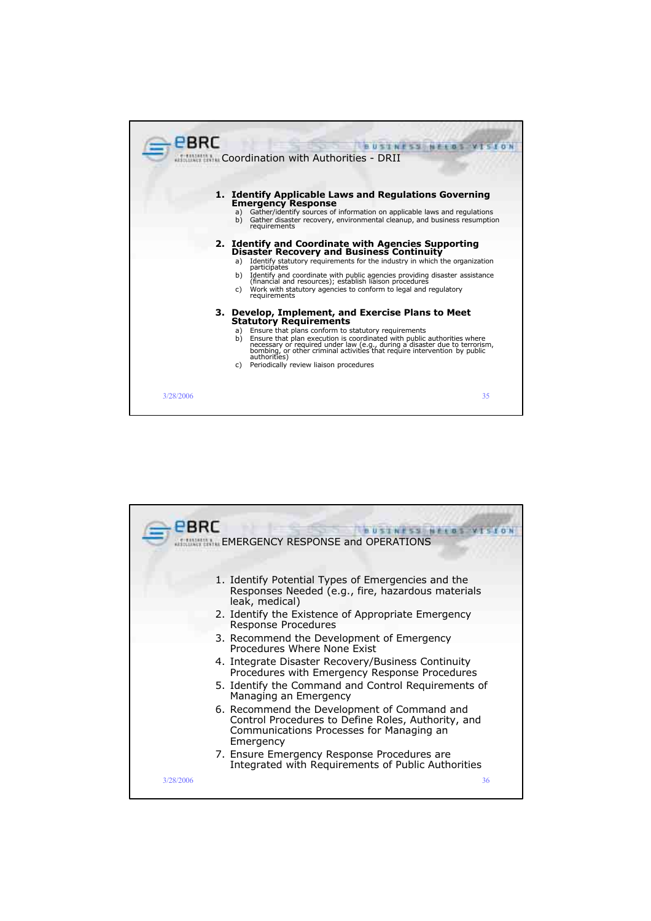## Coordination with Authorities - DRII

1. **Identify Applicable Laws and Regulations Governing Emergency Response**
   a) Gather/identify sources of information on applicable laws and regulations
   b) Gather disaster recovery, environmental cleanup, and business resumption requirements

2. **Identify and Coordinate with Agencies Supporting Disaster Recovery and Business Continuity**
   a) Identify statutory requirements for the industry in which the organization participates
   b) Identify and coordinate with public agencies providing disaster assistance (financial and resources); establish liaison procedures
   c) Work with statutory agencies to conform to legal and regulatory requirements

3. **Develop, Implement, and Exercise Plans to Meet Statutory Requirements**
   a) Ensure that plans conform to statutory requirements
   b) Ensure that plan execution is coordinated with public authorities where necessary or required under law (e.g., during a disaster due to terrorism, bombing, or other criminal activities that require intervention by public authorities)
   c) Periodically review liaison procedures

3/28/2006

## EMERGENCY RESPONSE and OPERATIONS

1. Identify Potential Types of Emergencies and the Responses Needed (e.g., fire, hazardous materials leak, medical)
2. Identify the Existence of Appropriate Emergency Response Procedures
3. Recommend the Development of Emergency Procedures Where None Exist
4. Integrate Disaster Recovery/Business Continuity Procedures with Emergency Response Procedures
5. Identify the Command and Control Requirements of Managing an Emergency
6. Recommend the Development of Command and Control Procedures to Define Roles, Authority, and Communications Processes for Managing an Emergency
7. Ensure Emergency Response Procedures are Integrated with Requirements of Public Authorities

3/28/2006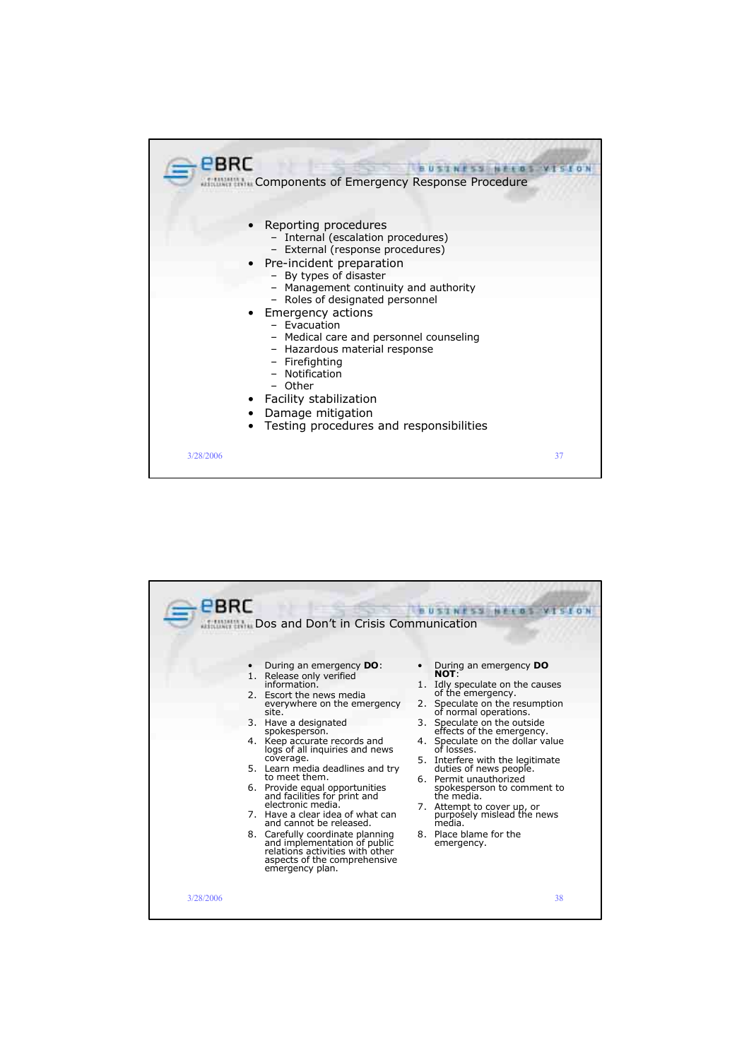## Components of Emergency Response Procedure

- Reporting procedures
  - Internal (escalation procedures)
  - External (response procedures)
- Pre-incident preparation
  - By types of disaster
  - Management continuity and authority
  - Roles of designated personnel
- Emergency actions
  - Evacuation
  - Medical care and personnel counseling
  - Hazardous material response
  - Firefighting
  - Notification
  - Other
- Facility stabilization
- Damage mitigation
- Testing procedures and responsibilities

## Dos and Don't in Crisis Communication

- During an emergency **DO**:

1. Release only verified information.
2. Escort the news media everywhere on the emergency site.
3. Have a designated spokesperson.
4. Keep accurate records and logs of all inquiries and news coverage.
5. Learn media deadlines and try to meet them.
6. Provide equal opportunities and facilities for print and electronic media.
7. Have a clear idea of what can and cannot be released.
8. Carefully coordinate planning and implementation of public relations activities with other aspects of the comprehensive emergency plan.

- During an emergency **DO NOT**:

1. Idly speculate on the causes of the emergency.
2. Speculate on the resumption of normal operations.
3. Speculate on the outside effects of the emergency.
4. Speculate on the dollar value of losses.
5. Interfere with the legitimate duties of news people.
6. Permit unauthorized spokesperson to comment to the media.
7. Attempt to cover up, or purposely mislead the news media.
8. Place blame for the emergency.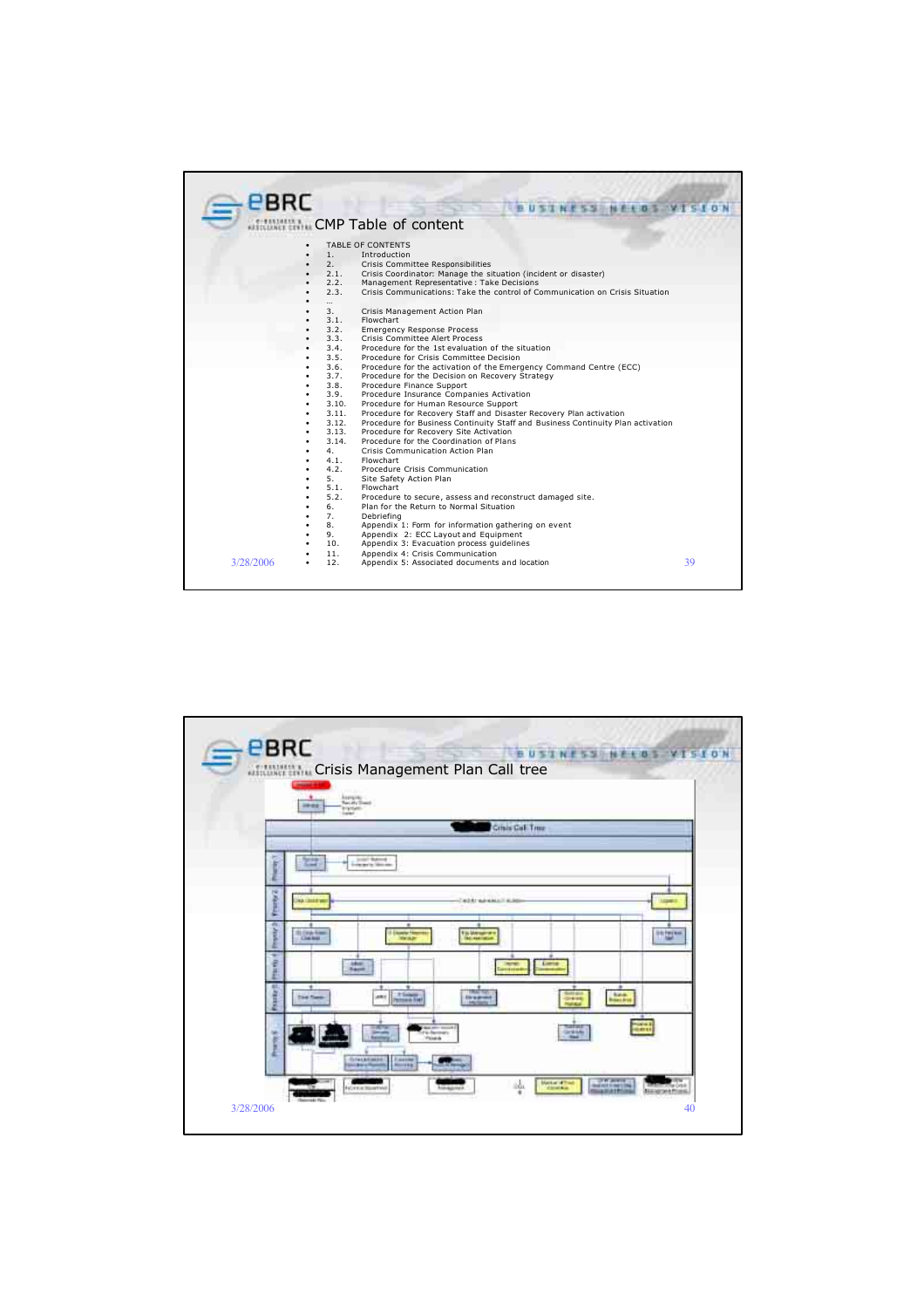## CMP Table of content

- TABLE OF CONTENTS
- 1. Introduction
- 2. Crisis Committee Responsibilities
- 2.1. Crisis Coordinator: Manage the situation (incident or disaster)
- 2.2. Management Representative : Take Decisions
- 2.3. Crisis Communications: Take the control of Communication on Crisis Situation
- …
- 3. Crisis Management Action Plan
- 3.1. Flowchart
- 3.2. Emergency Response Process
- 3.3. Crisis Committee Alert Process
- 3.4. Procedure for the 1st evaluation of the situation
- 3.5. Procedure for Crisis Committee Decision
- 3.6. Procedure for the activation of the Emergency Command Centre (ECC)
- 3.7. Procedure for the Decision on Recovery Strategy
- 3.8. Procedure Finance Support
- 3.9. Procedure Insurance Companies Activation
- 3.10. Procedure for Human Resource Support
- 3.11. Procedure for Recovery Staff and Disaster Recovery Plan activation
- 3.12. Procedure for Business Continuity Staff and Business Continuity Plan activation
- 3.13. Procedure for Recovery Site Activation
- 3.14. Procedure for the Coordination of Plans
- 4. Crisis Communication Action Plan
- 4.1. Flowchart
- 4.2. Procedure Crisis Communication
- 5. Site Safety Action Plan
- 5.1. Flowchart
- 5.2. Procedure to secure, assess and reconstruct damaged site.
- 6. Plan for the Return to Normal Situation
- 7. Debriefing
- 8. Appendix 1: Form for information gathering on event
- 9. Appendix 2: ECC Layout and Equipment
- 10. Appendix 3: Evacuation process guidelines
- 11. Appendix 4: Crisis Communication
- 12. Appendix 5: Associated documents and location

## Crisis Management Plan Call tree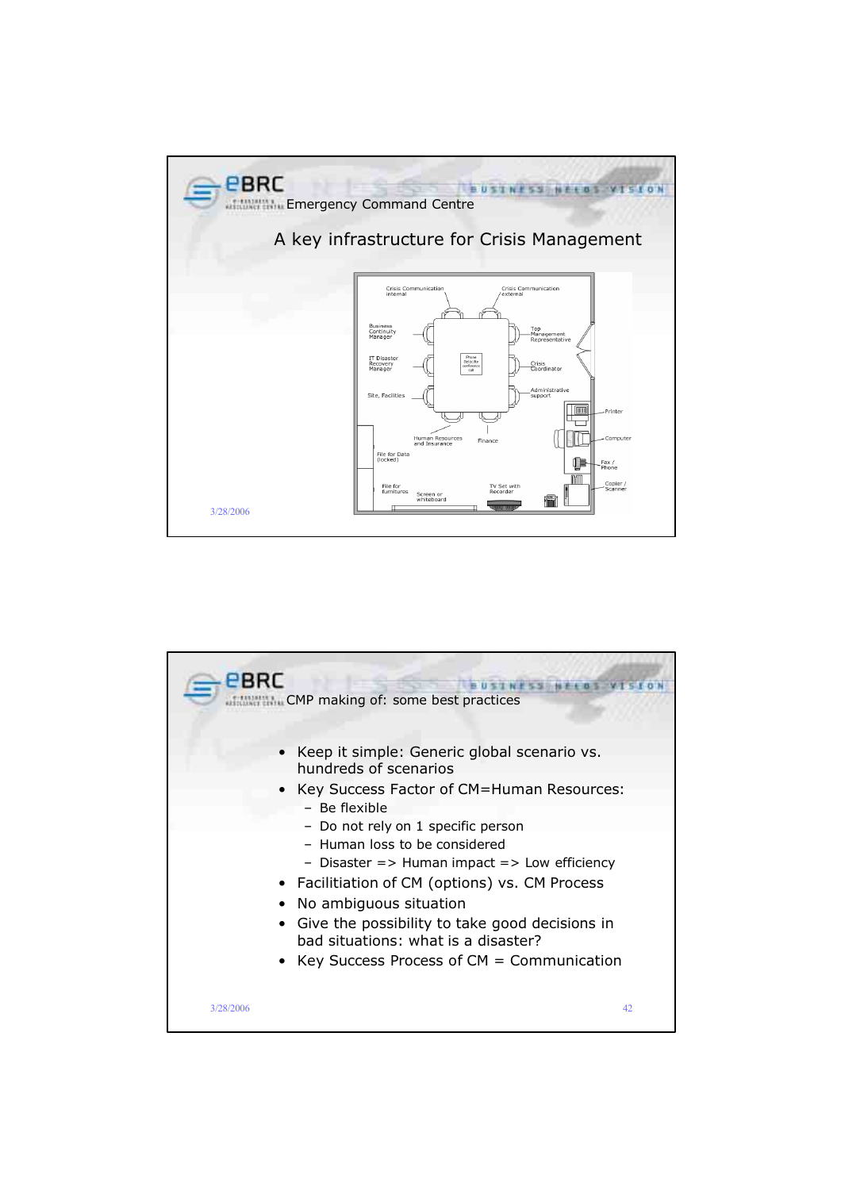## Emergency Command Centre

### A key infrastructure for Crisis Management

Crisis Communication internal | Crisis Communication external | Business Continuity Manager | Top Management Representative | IT Disaster Recovery Manager | Crisis Coordinator | Site, Facilities | Administrative support | Human Resources and Insurance | Finance | Printer | Computer | Fax / Phone | Copier / Scanner | File for Data (locked) | File for furnitures | Screen or whiteboard | TV Set with Recorder

---

## CMP making of: some best practices

- Keep it simple: Generic global scenario vs. hundreds of scenarios
- Key Success Factor of CM=Human Resources:
  - Be flexible
  - Do not rely on 1 specific person
  - Human loss to be considered
  - Disaster => Human impact => Low efficiency
- Facilitiation of CM (options) vs. CM Process
- No ambiguous situation
- Give the possibility to take good decisions in bad situations: what is a disaster?
- Key Success Process of CM = Communication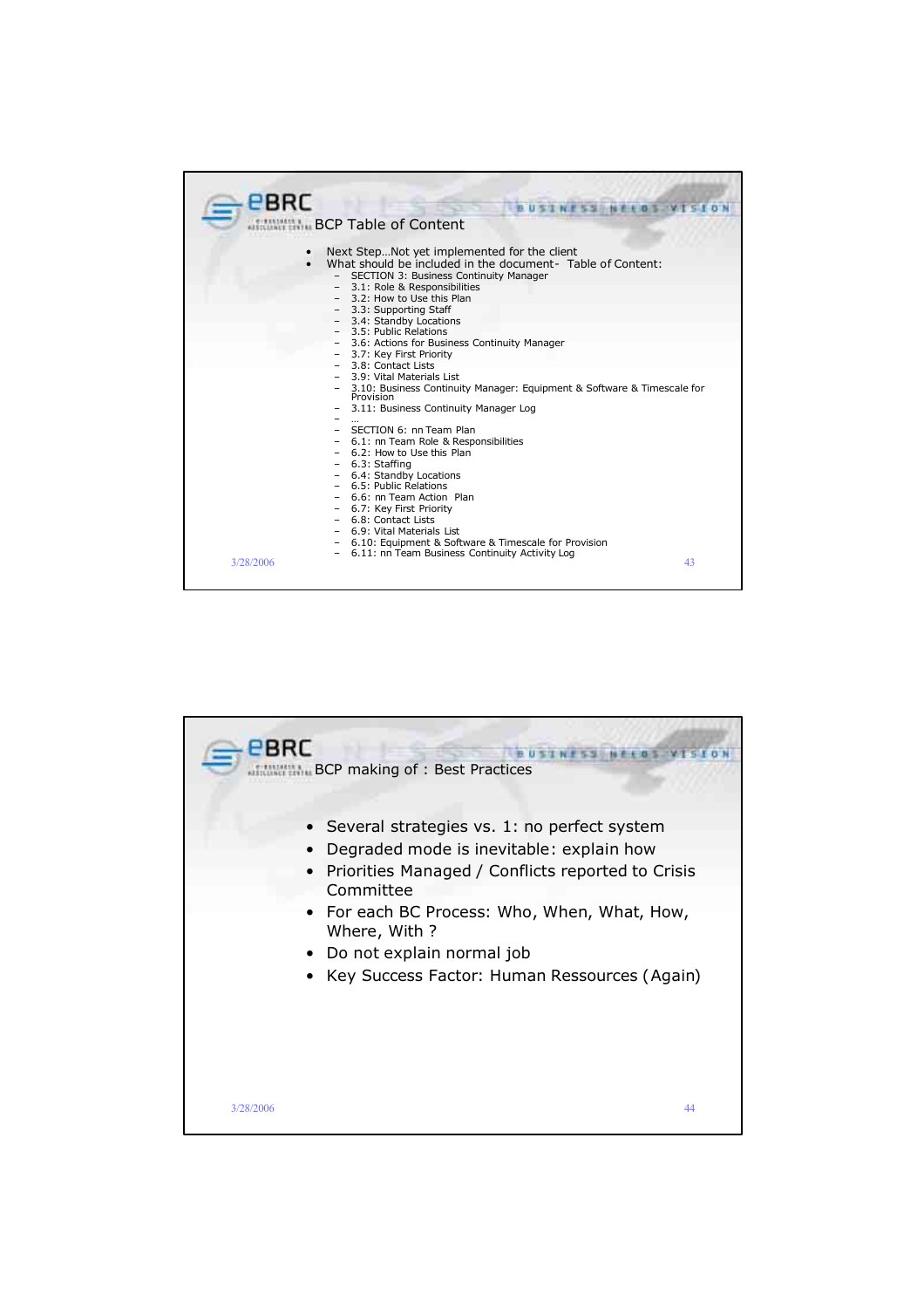## BCP Table of Content

- Next Step…Not yet implemented for the client
- What should be included in the document- Table of Content:
  - SECTION 3: Business Continuity Manager
  - 3.1: Role & Responsibilities
  - 3.2: How to Use this Plan
  - 3.3: Supporting Staff
  - 3.4: Standby Locations
  - 3.5: Public Relations
  - 3.6: Actions for Business Continuity Manager
  - 3.7: Key First Priority
  - 3.8: Contact Lists
  - 3.9: Vital Materials List
  - 3.10: Business Continuity Manager: Equipment & Software & Timescale for Provision
  - 3.11: Business Continuity Manager Log
  - …
  - SECTION 6: nn Team Plan
  - 6.1: nn Team Role & Responsibilities
  - 6.2: How to Use this Plan
  - 6.3: Staffing
  - 6.4: Standby Locations
  - 6.5: Public Relations
  - 6.6: nn Team Action Plan
  - 6.7: Key First Priority
  - 6.8: Contact Lists
  - 6.9: Vital Materials List
  - 6.10: Equipment & Software & Timescale for Provision
  - 6.11: nn Team Business Continuity Activity Log

## BCP making of : Best Practices

- Several strategies vs. 1: no perfect system
- Degraded mode is inevitable: explain how
- Priorities Managed / Conflicts reported to Crisis Committee
- For each BC Process: Who, When, What, How, Where, With ?
- Do not explain normal job
- Key Success Factor: Human Ressources (Again)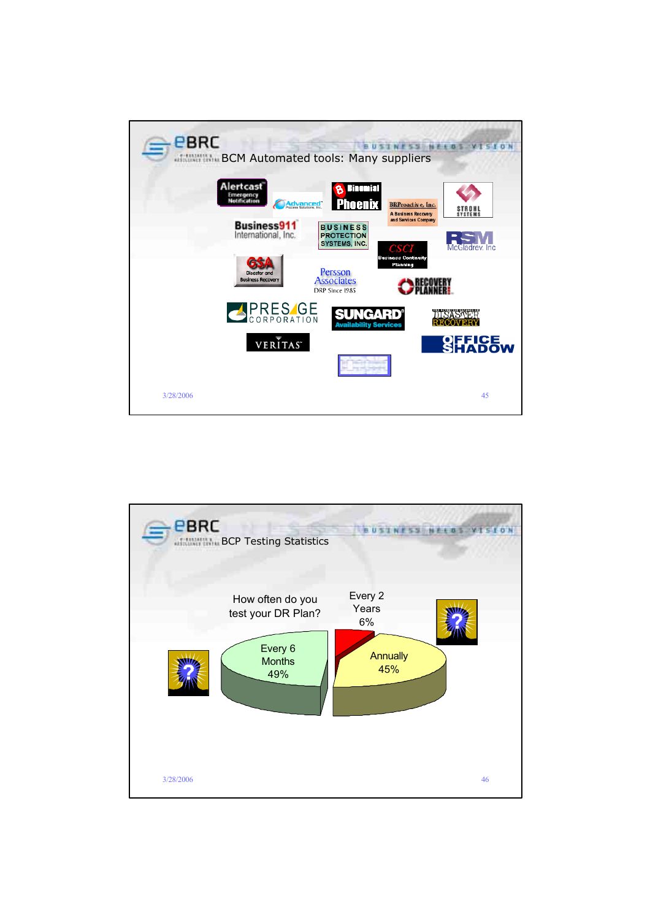## BCM Automated tools: Many suppliers

- Alertcast Emergency Notification
- Advanced Process Solutions, Inc.
- Binomial Phoenix
- BRProactive, Inc. – A Business Recovery and Services Company
- Strohl Systems
- Business911 International, Inc.
- Business Protection Systems, Inc.
- CSCI Business Continuity Planning
- RSM McGladrey Inc
- GSA Disaster and Business Recovery
- Persson Associates – DRP Since 1985
- Recovery Planner
- Presage Corporation
- SunGard Availability Services
- Disaster Recovery
- Veritas
- Office Shadow

## BCP Testing Statistics

How often do you test your DR Plan?

| Frequency | Percentage |
|---|---|
| Every 6 Months | 49% |
| Annually | 45% |
| Every 2 Years | 6% |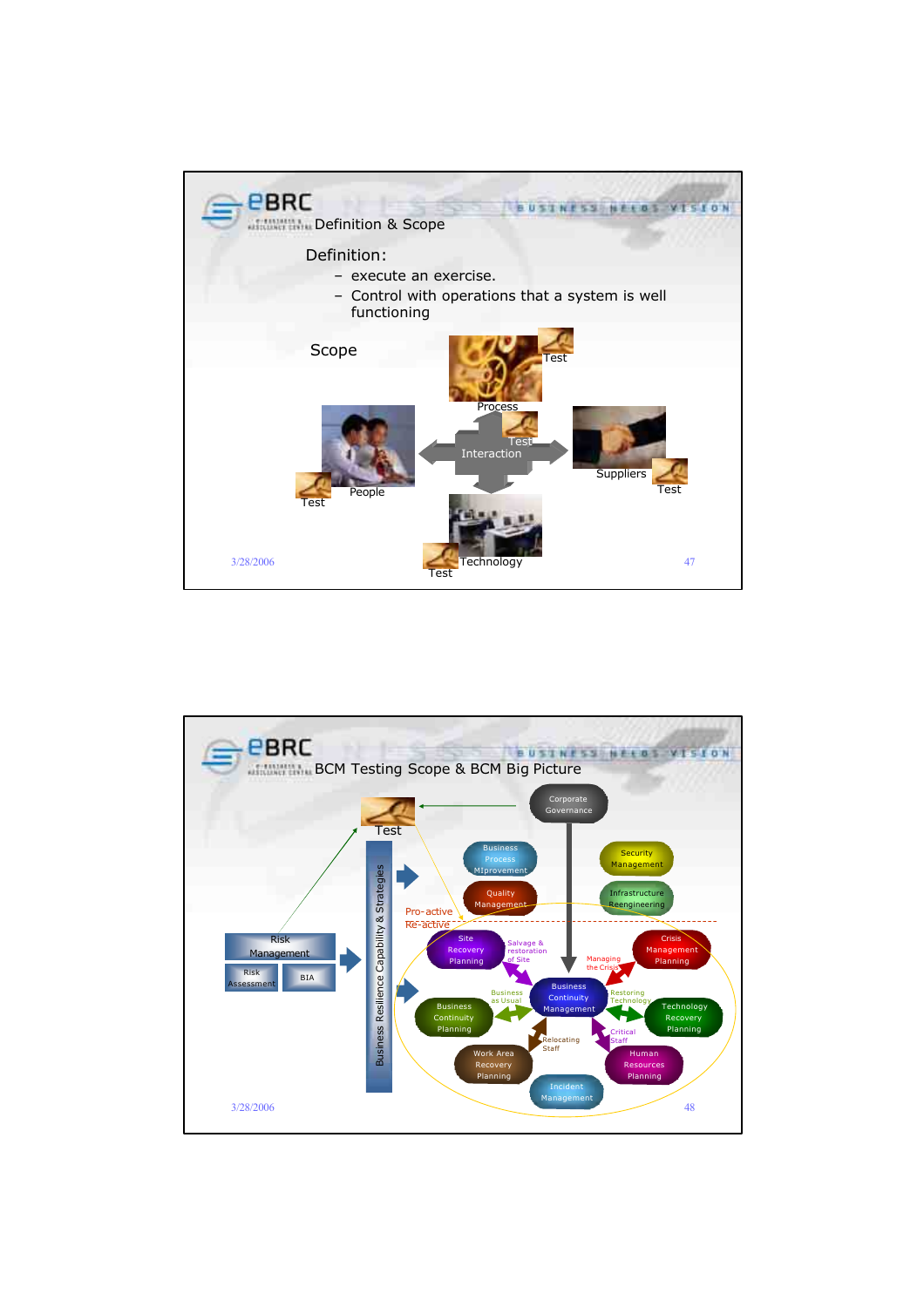## Definition & Scope

Definition:

- execute an exercise.
- Control with operations that a system is well functioning

Scope

Process — Test

Interaction — Test

People — Test

Suppliers — Test

Technology — Test

3/28/2006

## BCM Testing Scope & BCM Big Picture

Test

Corporate Governance

Business Process MIprovement

Quality Management

Security Management

Infrastructure Reengineering

Pro-active

Re-active

Risk Management

Risk Assessment

BIA

Business Resilience Capability & Strategies

Site Recovery Planning

Salvage & restoration of Site

Managing the Crisis

Crisis Management Planning

Business as Usual

Business Continuity Management

Restoring Technology

Business Continuity Planning

Technology Recovery Planning

Relocating Staff

Critical Staff

Work Area Recovery Planning

Human Resources Planning

Incident Management

3/28/2006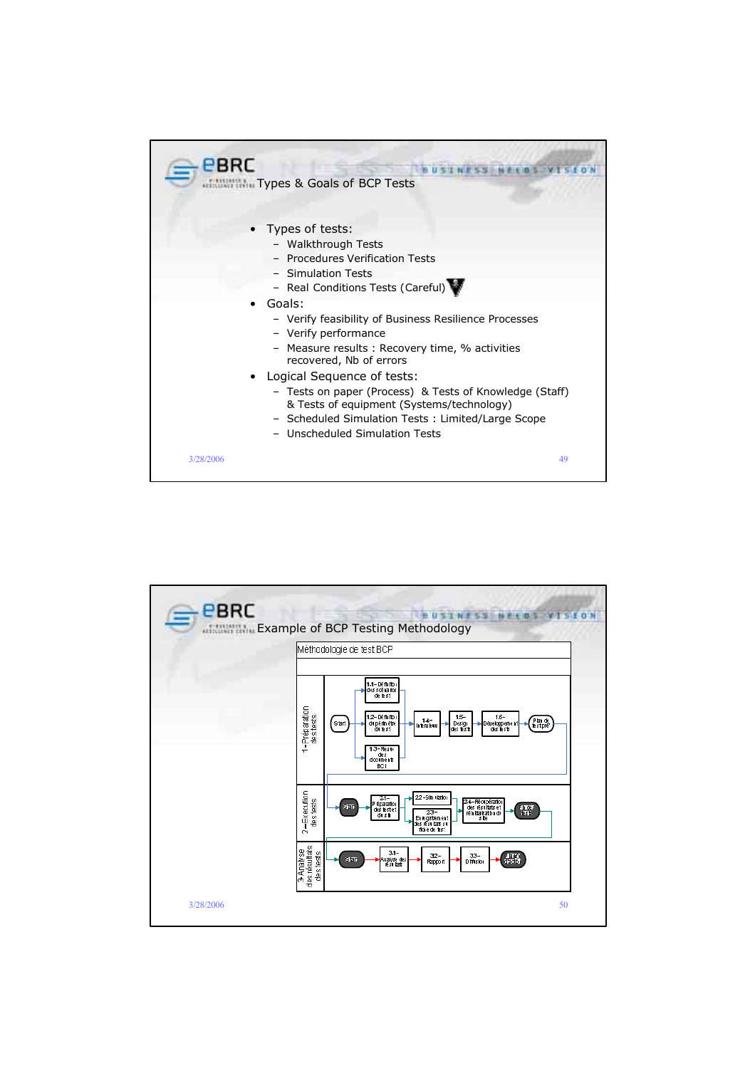## Types & Goals of BCP Tests

- Types of tests:
  - Walkthrough Tests
  - Procedures Verification Tests
  - Simulation Tests
  - Real Conditions Tests (Careful)
- Goals:
  - Verify feasibility of Business Resilience Processes
  - Verify performance
  - Measure results : Recovery time, % activities recovered, Nb of errors
- Logical Sequence of tests:
  - Tests on paper (Process) & Tests of Knowledge (Staff) & Tests of equipment (Systems/technology)
  - Scheduled Simulation Tests : Limited/Large Scope
  - Unscheduled Simulation Tests

## Example of BCP Testing Methodology

Méthodologie de test BCP

**1-Préparation des tests**: Start → 1.1-Définition des scénarios de test / 1.2-Définition du périmètre du test / 1.3-Revue des documents BCP → 1.4-Interviews → 1.5-Design des tests → 1.6-Développement des tests → Plan de test prêt

**2-Exécution des tests**: Start → 2.1-Préparation des tests et du site → 2.2-Simulation / 2.3-Enregistrement des résultats sur fiche de test → 2.4-Récupération des résultats et réinitialisation du site → Fin des tests

**3-Analyse des résultats des tests**: Start → 3.1-Analyse des résultats → 3.2-Rapport → 3.3-Diffusion → Plan ajusté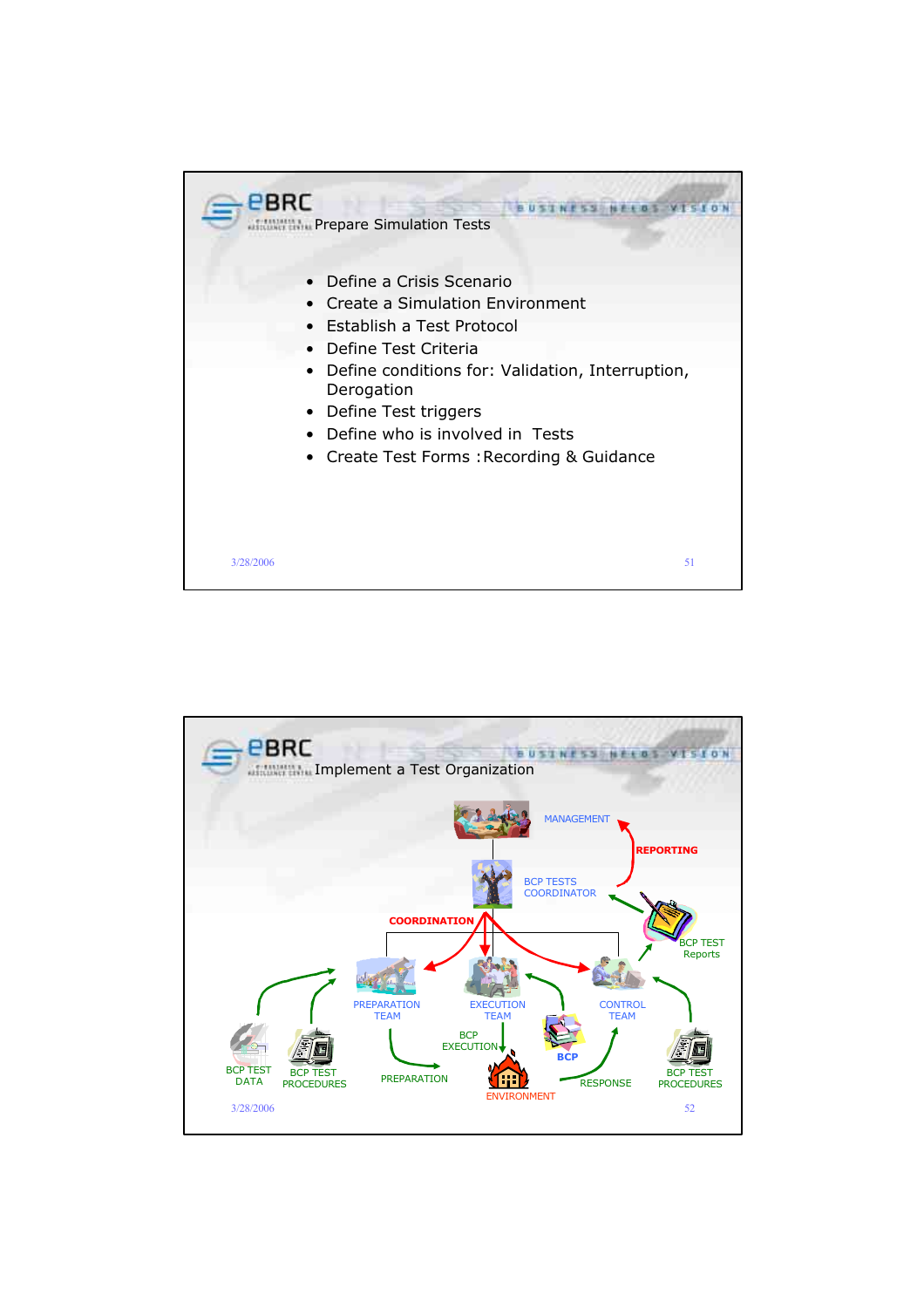## Prepare Simulation Tests

- Define a Crisis Scenario
- Create a Simulation Environment
- Establish a Test Protocol
- Define Test Criteria
- Define conditions for: Validation, Interruption, Derogation
- Define Test triggers
- Define who is involved in Tests
- Create Test Forms : Recording & Guidance

3/28/2006

## Implement a Test Organization

MANAGEMENT

REPORTING

BCP TESTS COORDINATOR

COORDINATION

BCP TEST Reports

PREPARATION TEAM

EXECUTION TEAM

CONTROL TEAM

BCP EXECUTION

BCP

BCP TEST DATA

BCP TEST PROCEDURES

PREPARATION

ENVIRONMENT

RESPONSE

BCP TEST PROCEDURES

3/28/2006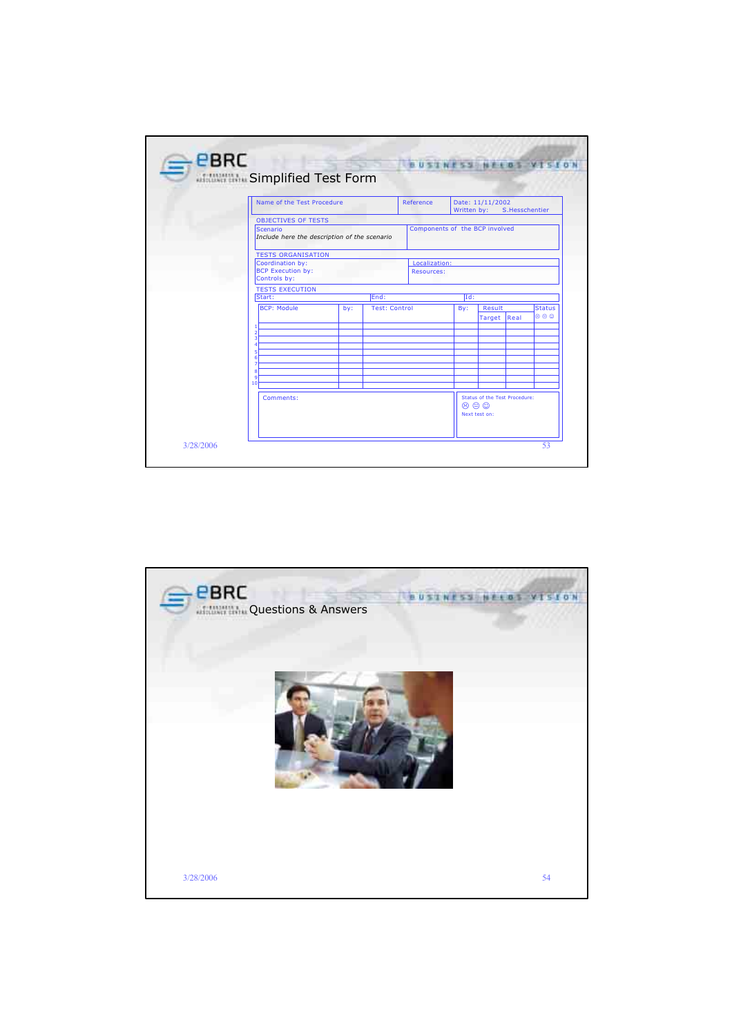## Simplified Test Form

| Name of the Test Procedure | Reference | Date: 11/11/2002<br>Written by: S.Hesschentier |
|---|---|---|

OBJECTIVES OF TESTS

| Scenario<br>*Include here the description of the scenario* | Components of the BCP involved |
|---|---|

TESTS ORGANISATION

| Coordination by:<br>BCP Execution by:<br>Controls by: | Localization:<br>Resources: |
|---|---|

TESTS EXECUTION

| Start: | End: | Id: |
|---|---|---|

| | BCP: Module | by: | Test: Control | By: | Result | | Status |
|---|---|---|---|---|---|---|---|
| | | | | | Target | Real | ☹ 😐 ☺ |
| 1 | | | | | | | |
| 2 | | | | | | | |
| 3 | | | | | | | |
| 4 | | | | | | | |
| 5 | | | | | | | |
| 6 | | | | | | | |
| 7 | | | | | | | |
| 8 | | | | | | | |
| 9 | | | | | | | |
| 10 | | | | | | | |

| Comments: | Status of the Test Procedure:<br>☹ 😐 ☺<br>Next test on: |
|---|---|

3/28/2006

## Questions & Answers

3/28/2006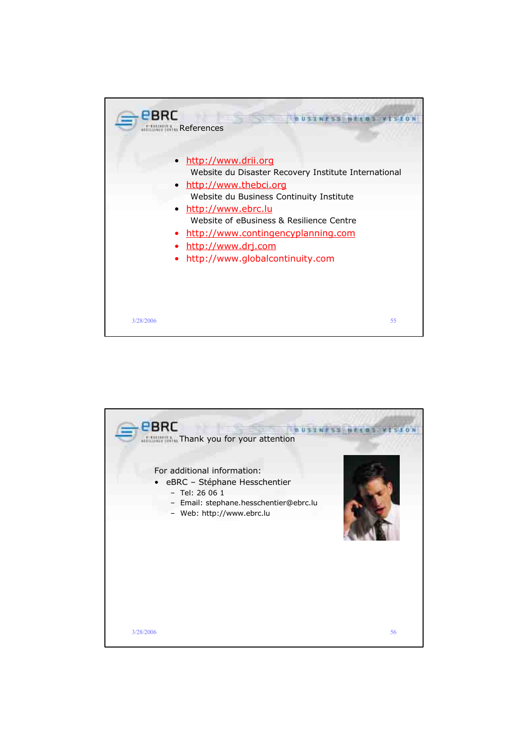## References

- http://www.drii.org
  Website du Disaster Recovery Institute International
- http://www.thebci.org
  Website du Business Continuity Institute
- http://www.ebrc.lu
  Website of eBusiness & Resilience Centre
- http://www.contingencyplanning.com
- http://www.drj.com
- http://www.globalcontinuity.com

## Thank you for your attention

For additional information:

- eBRC – Stéphane Hesschentier
  - Tel: 26 06 1
  - Email: stephane.hesschentier@ebrc.lu
  - Web: http://www.ebrc.lu